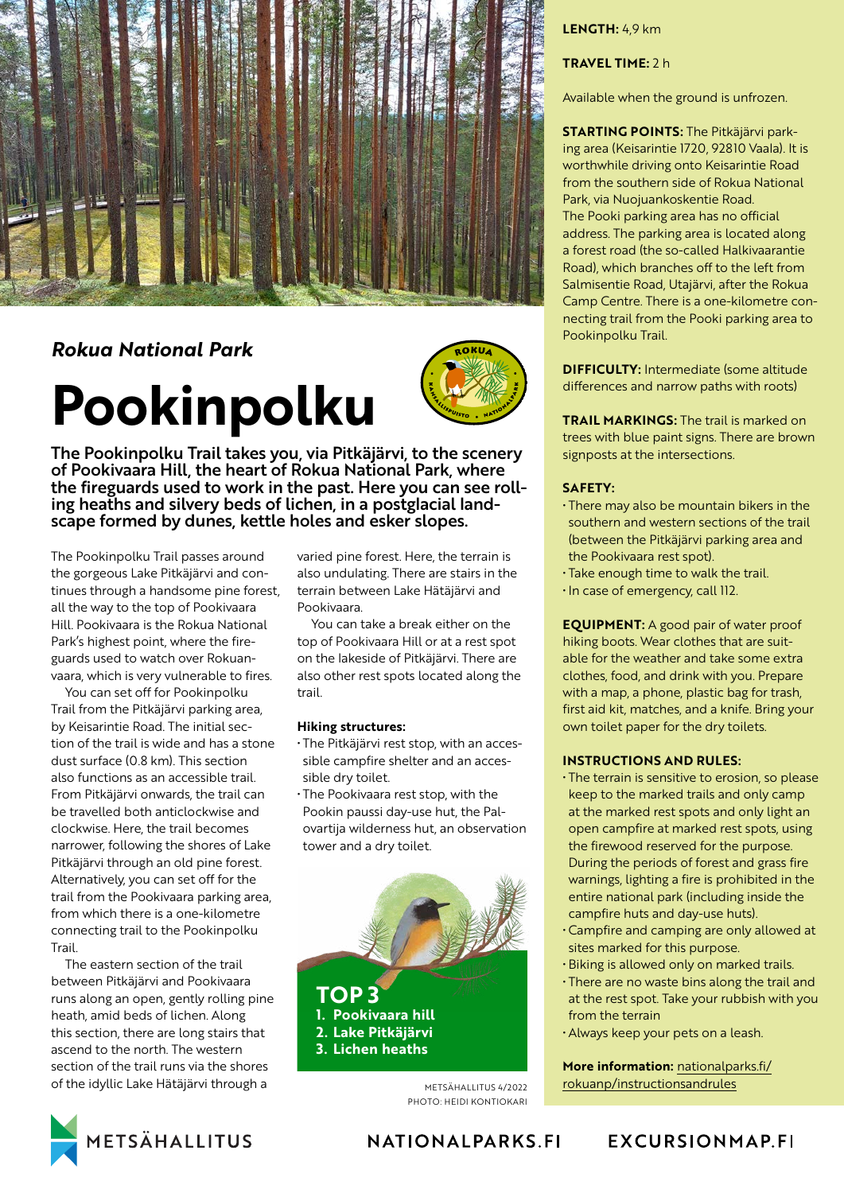*Rokua National Park*

# Pookinpolku

**The Pookinpolku Trail takes you, via Pitkäjärvi, to the scenery of Pookivaara Hill, the heart of Rokua National Park, where the fireguards used to work in the past. Here you can see rolling heaths and silvery beds of lichen, in a postglacial landscape formed by dunes, kettle holes and esker slopes.**

The Pookinpolku Trail passes around the gorgeous Lake Pitkäjärvi and continues through a handsome pine forest, all the way to the top of Pookivaara Hill. Pookivaara is the Rokua National Park's highest point, where the fireguards used to watch over Rokuanvaara, which is very vulnerable to fires.

You can set off for Pookinpolku Trail from the Pitkäjärvi parking area, by Keisarintie Road. The initial section of the trail is wide and has a stone dust surface (0.8 km). This section also functions as an accessible trail. From Pitkäjärvi onwards, the trail can be travelled both anticlockwise and clockwise. Here, the trail becomes narrower, following the shores of Lake Pitkäjärvi through an old pine forest. Alternatively, you can set off for the trail from the Pookivaara parking area, from which there is a one-kilometre connecting trail to the Pookinpolku Trail.

The eastern section of the trail between Pitkäjärvi and Pookivaara runs along an open, gently rolling pine heath, amid beds of lichen. Along this section, there are long stairs that ascend to the north. The western section of the trail runs via the shores of the idyllic Lake Hätäjärvi through a varied pine forest. Here, the terrain is also undulating. There are stairs in the terrain between Lake Hätäjärvi and Pookivaara.

You can take a break either on the top of Pookivaara Hill or at a rest spot on the lakeside of Pitkäjärvi. There are also other rest spots located along the trail.

**Hiking structures:**

- The Pitkäjärvi rest stop, with an accessible campfire shelter and an accessible dry toilet.
- The Pookivaara rest stop, with the Pookin paussi day-use hut, the Palovartija wilderness hut, an observation tower and a dry toilet.

**TOP 3**

1. Pookivaara hill
2. Lake Pitkäjärvi
3. Lichen heaths

METSÄHALLITUS 4/2022
PHOTO: HEIDI KONTIOKARI

**LENGTH:** 4,9 km

**TRAVEL TIME:** 2 h

Available when the ground is unfrozen.

**STARTING POINTS:** The Pitkäjärvi parking area (Keisarintie 1720, 92810 Vaala). It is worthwhile driving onto Keisarintie Road from the southern side of Rokua National Park, via Nuojuankoskentie Road.
The Pooki parking area has no official address. The parking area is located along a forest road (the so-called Halkivaarantie Road), which branches off to the left from Salmisentie Road, Utajärvi, after the Rokua Camp Centre. There is a one-kilometre connecting trail from the Pooki parking area to Pookinpolku Trail.

**DIFFICULTY:** Intermediate (some altitude differences and narrow paths with roots)

**TRAIL MARKINGS:** The trail is marked on trees with blue paint signs. There are brown signposts at the intersections.

**SAFETY:**

- There may also be mountain bikers in the southern and western sections of the trail (between the Pitkäjärvi parking area and the Pookivaara rest spot).
- Take enough time to walk the trail.
- In case of emergency, call 112.

**EQUIPMENT:** A good pair of water proof hiking boots. Wear clothes that are suitable for the weather and take some extra clothes, food, and drink with you. Prepare with a map, a phone, plastic bag for trash, first aid kit, matches, and a knife. Bring your own toilet paper for the dry toilets.

**INSTRUCTIONS AND RULES:**

- The terrain is sensitive to erosion, so please keep to the marked trails and only camp at the marked rest spots and only light an open campfire at marked rest spots, using the firewood reserved for the purpose. During the periods of forest and grass fire warnings, lighting a fire is prohibited in the entire national park (including inside the campfire huts and day-use huts).
- Campfire and camping are only allowed at sites marked for this purpose.
- Biking is allowed only on marked trails.
- There are no waste bins along the trail and at the rest spot. Take your rubbish with you from the terrain
- Always keep your pets on a leash.

**More information:** nationalparks.fi/rokuanp/instructionsandrules

METSÄHALLITUS NATIONALPARKS.FI EXCURSIONMAP.FI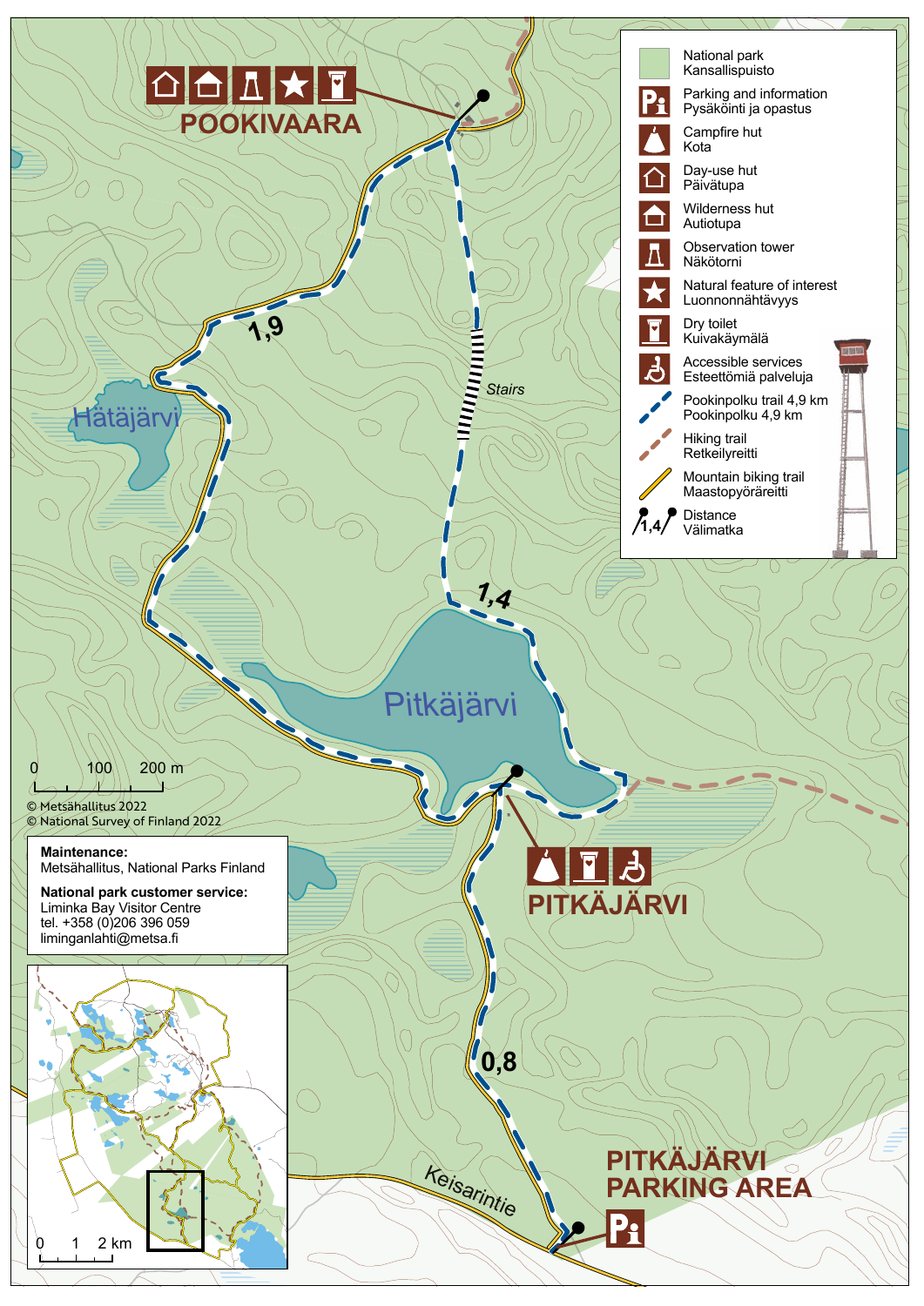POOKIVAARA

1,9

Hätäjärvi

Stairs

1,4

Pitkäjärvi

PITKÄJÄRVI

0,8

Keisarintie

PITKÄJÄRVI PARKING AREA

National park
Kansallispuisto

Parking and information
Pysäköinti ja opastus

Campfire hut
Kota

Day-use hut
Päivätupa

Wilderness hut
Autiotupa

Observation tower
Näkötorni

Natural feature of interest
Luonnonnähtävyys

Dry toilets
Kuivakäymälä

Accessible services
Esteettömiä palveluja

Pookinpolku trail 4,9 km
Pookinpolku 4,9 km

Hiking trail
Retkeilyreitti

Mountain biking trail
Maastopyöräreitti

1,4
Distance
Välimatka

0 100 200 m

© Metsähallitus 2022
© National Survey of Finland 2022

**Maintenance:**
Metsähallitus, National Parks Finland

**National park customer service:**
Liminka Bay Visitor Centre
tel. +358 (0)206 396 059
liminganlahti@metsa.fi

0 1 2 km